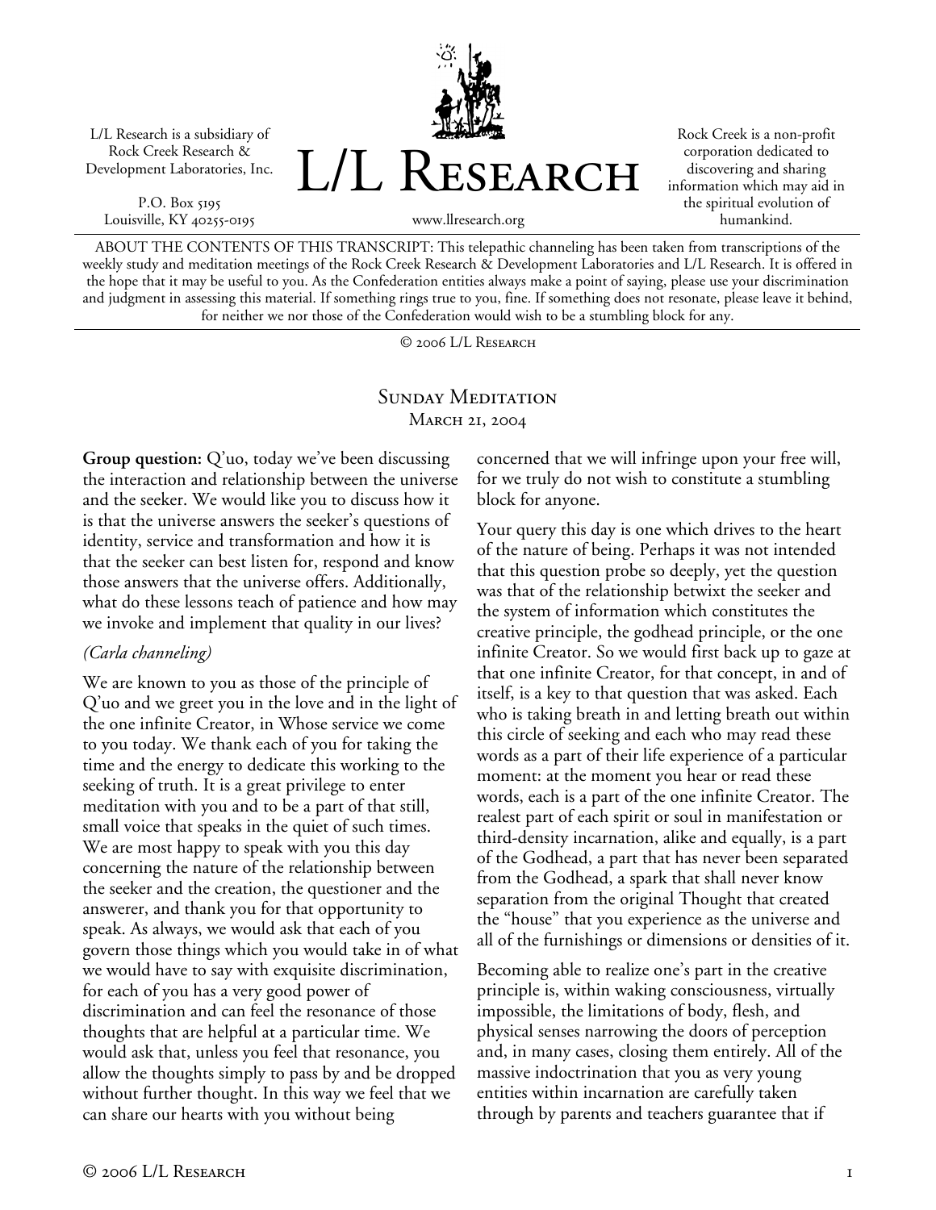L/L Research is a subsidiary of Rock Creek Research & Development Laboratories, Inc.

P.O. Box 5195
Louisville, KY 40255-0195

# L/L Research

www.llresearch.org

Rock Creek is a non-profit corporation dedicated to discovering and sharing information which may aid in the spiritual evolution of humankind.

ABOUT THE CONTENTS OF THIS TRANSCRIPT: This telepathic channeling has been taken from transcriptions of the weekly study and meditation meetings of the Rock Creek Research & Development Laboratories and L/L Research. It is offered in the hope that it may be useful to you. As the Confederation entities always make a point of saying, please use your discrimination and judgment in assessing this material. If something rings true to you, fine. If something does not resonate, please leave it behind, for neither we nor those of the Confederation would wish to be a stumbling block for any.

© 2006 L/L Research

## Sunday Meditation
March 21, 2004

**Group question:** Q'uo, today we've been discussing the interaction and relationship between the universe and the seeker. We would like you to discuss how it is that the universe answers the seeker's questions of identity, service and transformation and how it is that the seeker can best listen for, respond and know those answers that the universe offers. Additionally, what do these lessons teach of patience and how may we invoke and implement that quality in our lives?

*(Carla channeling)*

We are known to you as those of the principle of Q'uo and we greet you in the love and in the light of the one infinite Creator, in Whose service we come to you today. We thank each of you for taking the time and the energy to dedicate this working to the seeking of truth. It is a great privilege to enter meditation with you and to be a part of that still, small voice that speaks in the quiet of such times. We are most happy to speak with you this day concerning the nature of the relationship between the seeker and the creation, the questioner and the answerer, and thank you for that opportunity to speak. As always, we would ask that each of you govern those things which you would take in of what we would have to say with exquisite discrimination, for each of you has a very good power of discrimination and can feel the resonance of those thoughts that are helpful at a particular time. We would ask that, unless you feel that resonance, you allow the thoughts simply to pass by and be dropped without further thought. In this way we feel that we can share our hearts with you without being concerned that we will infringe upon your free will, for we truly do not wish to constitute a stumbling block for anyone.

Your query this day is one which drives to the heart of the nature of being. Perhaps it was not intended that this question probe so deeply, yet the question was that of the relationship betwixt the seeker and the system of information which constitutes the creative principle, the godhead principle, or the one infinite Creator. So we would first back up to gaze at that one infinite Creator, for that concept, in and of itself, is a key to that question that was asked. Each who is taking breath in and letting breath out within this circle of seeking and each who may read these words as a part of their life experience of a particular moment: at the moment you hear or read these words, each is a part of the one infinite Creator. The realest part of each spirit or soul in manifestation or third-density incarnation, alike and equally, is a part of the Godhead, a part that has never been separated from the Godhead, a spark that shall never know separation from the original Thought that created the "house" that you experience as the universe and all of the furnishings or dimensions or densities of it.

Becoming able to realize one's part in the creative principle is, within waking consciousness, virtually impossible, the limitations of body, flesh, and physical senses narrowing the doors of perception and, in many cases, closing them entirely. All of the massive indoctrination that you as very young entities within incarnation are carefully taken through by parents and teachers guarantee that if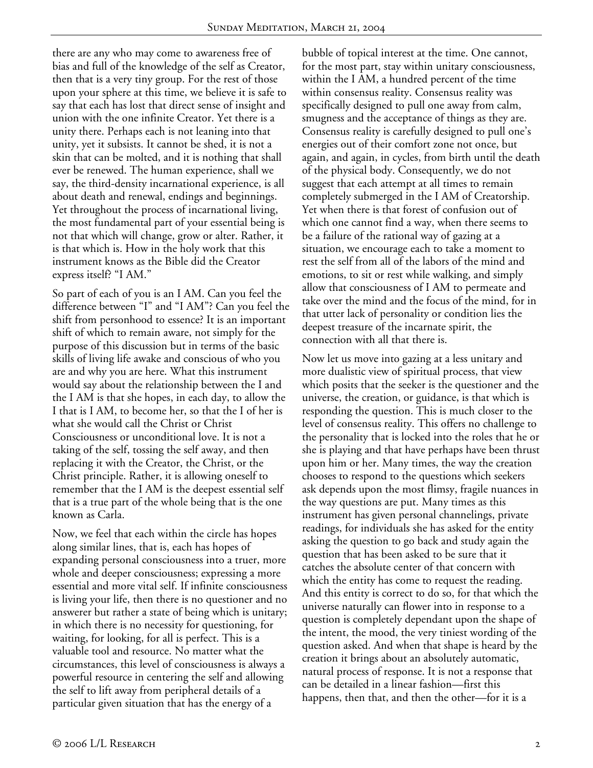there are any who may come to awareness free of bias and full of the knowledge of the self as Creator, then that is a very tiny group. For the rest of those upon your sphere at this time, we believe it is safe to say that each has lost that direct sense of insight and union with the one infinite Creator. Yet there is a unity there. Perhaps each is not leaning into that unity, yet it subsists. It cannot be shed, it is not a skin that can be molted, and it is nothing that shall ever be renewed. The human experience, shall we say, the third-density incarnational experience, is all about death and renewal, endings and beginnings. Yet throughout the process of incarnational living, the most fundamental part of your essential being is not that which will change, grow or alter. Rather, it is that which is. How in the holy work that this instrument knows as the Bible did the Creator express itself? "I AM."

So part of each of you is an I AM. Can you feel the difference between "I" and "I AM"? Can you feel the shift from personhood to essence? It is an important shift of which to remain aware, not simply for the purpose of this discussion but in terms of the basic skills of living life awake and conscious of who you are and why you are here. What this instrument would say about the relationship between the I and the I AM is that she hopes, in each day, to allow the I that is I AM, to become her, so that the I of her is what she would call the Christ or Christ Consciousness or unconditional love. It is not a taking of the self, tossing the self away, and then replacing it with the Creator, the Christ, or the Christ principle. Rather, it is allowing oneself to remember that the I AM is the deepest essential self that is a true part of the whole being that is the one known as Carla.

Now, we feel that each within the circle has hopes along similar lines, that is, each has hopes of expanding personal consciousness into a truer, more whole and deeper consciousness; expressing a more essential and more vital self. If infinite consciousness is living your life, then there is no questioner and no answerer but rather a state of being which is unitary; in which there is no necessity for questioning, for waiting, for looking, for all is perfect. This is a valuable tool and resource. No matter what the circumstances, this level of consciousness is always a powerful resource in centering the self and allowing the self to lift away from peripheral details of a particular given situation that has the energy of a bubble of topical interest at the time. One cannot, for the most part, stay within unitary consciousness, within the I AM, a hundred percent of the time within consensus reality. Consensus reality was specifically designed to pull one away from calm, smugness and the acceptance of things as they are. Consensus reality is carefully designed to pull one's energies out of their comfort zone not once, but again, and again, in cycles, from birth until the death of the physical body. Consequently, we do not suggest that each attempt at all times to remain completely submerged in the I AM of Creatorship. Yet when there is that forest of confusion out of which one cannot find a way, when there seems to be a failure of the rational way of gazing at a situation, we encourage each to take a moment to rest the self from all of the labors of the mind and emotions, to sit or rest while walking, and simply allow that consciousness of I AM to permeate and take over the mind and the focus of the mind, for in that utter lack of personality or condition lies the deepest treasure of the incarnate spirit, the connection with all that there is.

Now let us move into gazing at a less unitary and more dualistic view of spiritual process, that view which posits that the seeker is the questioner and the universe, the creation, or guidance, is that which is responding the question. This is much closer to the level of consensus reality. This offers no challenge to the personality that is locked into the roles that he or she is playing and that have perhaps have been thrust upon him or her. Many times, the way the creation chooses to respond to the questions which seekers ask depends upon the most flimsy, fragile nuances in the way questions are put. Many times as this instrument has given personal channelings, private readings, for individuals she has asked for the entity asking the question to go back and study again the question that has been asked to be sure that it catches the absolute center of that concern with which the entity has come to request the reading. And this entity is correct to do so, for that which the universe naturally can flower into in response to a question is completely dependant upon the shape of the intent, the mood, the very tiniest wording of the question asked. And when that shape is heard by the creation it brings about an absolutely automatic, natural process of response. It is not a response that can be detailed in a linear fashion—first this happens, then that, and then the other—for it is a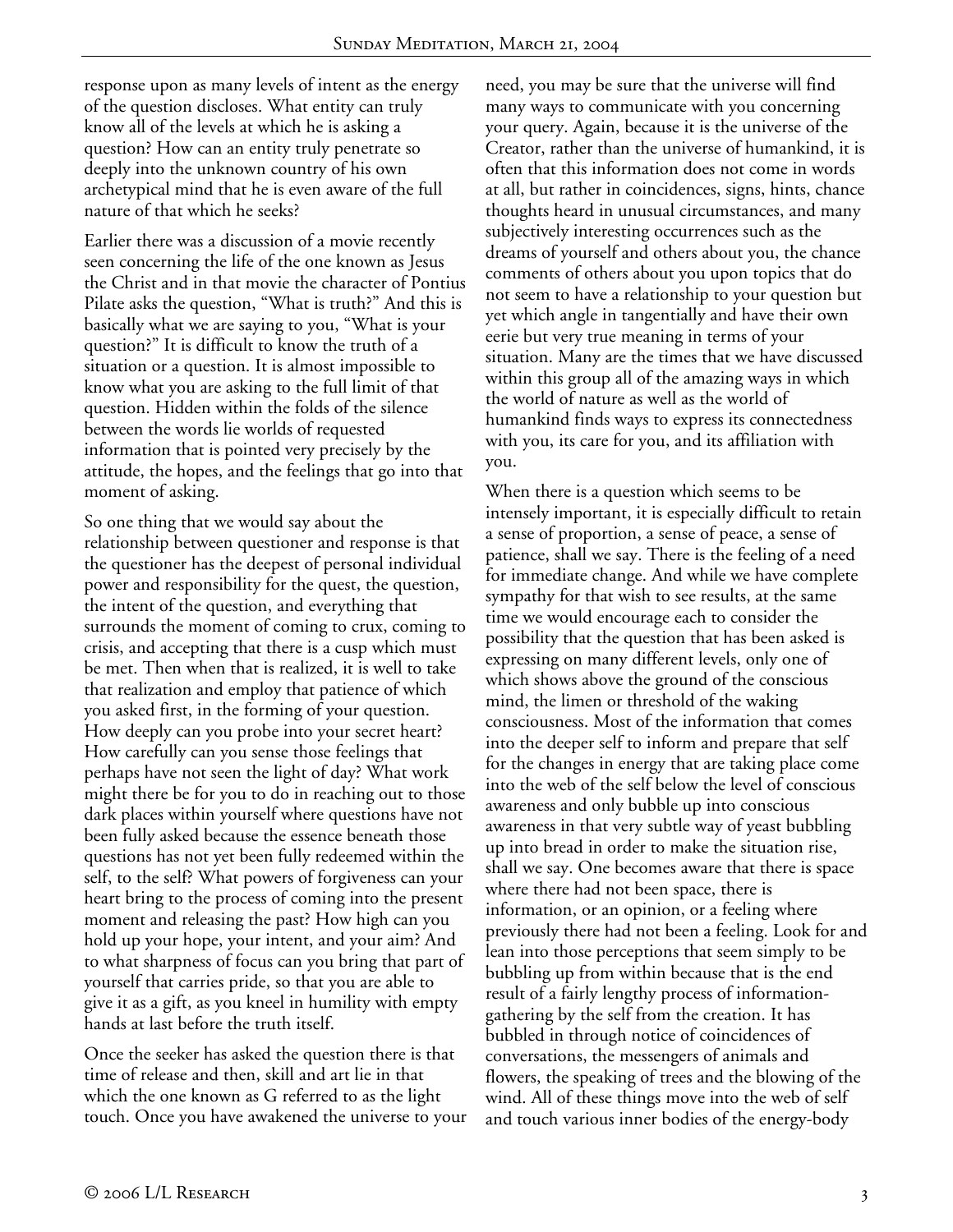response upon as many levels of intent as the energy of the question discloses. What entity can truly know all of the levels at which he is asking a question? How can an entity truly penetrate so deeply into the unknown country of his own archetypical mind that he is even aware of the full nature of that which he seeks?

Earlier there was a discussion of a movie recently seen concerning the life of the one known as Jesus the Christ and in that movie the character of Pontius Pilate asks the question, "What is truth?" And this is basically what we are saying to you, "What is your question?" It is difficult to know the truth of a situation or a question. It is almost impossible to know what you are asking to the full limit of that question. Hidden within the folds of the silence between the words lie worlds of requested information that is pointed very precisely by the attitude, the hopes, and the feelings that go into that moment of asking.

So one thing that we would say about the relationship between questioner and response is that the questioner has the deepest of personal individual power and responsibility for the quest, the question, the intent of the question, and everything that surrounds the moment of coming to crux, coming to crisis, and accepting that there is a cusp which must be met. Then when that is realized, it is well to take that realization and employ that patience of which you asked first, in the forming of your question. How deeply can you probe into your secret heart? How carefully can you sense those feelings that perhaps have not seen the light of day? What work might there be for you to do in reaching out to those dark places within yourself where questions have not been fully asked because the essence beneath those questions has not yet been fully redeemed within the self, to the self? What powers of forgiveness can your heart bring to the process of coming into the present moment and releasing the past? How high can you hold up your hope, your intent, and your aim? And to what sharpness of focus can you bring that part of yourself that carries pride, so that you are able to give it as a gift, as you kneel in humility with empty hands at last before the truth itself.

Once the seeker has asked the question there is that time of release and then, skill and art lie in that which the one known as G referred to as the light touch. Once you have awakened the universe to your need, you may be sure that the universe will find many ways to communicate with you concerning your query. Again, because it is the universe of the Creator, rather than the universe of humankind, it is often that this information does not come in words at all, but rather in coincidences, signs, hints, chance thoughts heard in unusual circumstances, and many subjectively interesting occurrences such as the dreams of yourself and others about you, the chance comments of others about you upon topics that do not seem to have a relationship to your question but yet which angle in tangentially and have their own eerie but very true meaning in terms of your situation. Many are the times that we have discussed within this group all of the amazing ways in which the world of nature as well as the world of humankind finds ways to express its connectedness with you, its care for you, and its affiliation with you.

When there is a question which seems to be intensely important, it is especially difficult to retain a sense of proportion, a sense of peace, a sense of patience, shall we say. There is the feeling of a need for immediate change. And while we have complete sympathy for that wish to see results, at the same time we would encourage each to consider the possibility that the question that has been asked is expressing on many different levels, only one of which shows above the ground of the conscious mind, the limen or threshold of the waking consciousness. Most of the information that comes into the deeper self to inform and prepare that self for the changes in energy that are taking place come into the web of the self below the level of conscious awareness and only bubble up into conscious awareness in that very subtle way of yeast bubbling up into bread in order to make the situation rise, shall we say. One becomes aware that there is space where there had not been space, there is information, or an opinion, or a feeling where previously there had not been a feeling. Look for and lean into those perceptions that seem simply to be bubbling up from within because that is the end result of a fairly lengthy process of information-gathering by the self from the creation. It has bubbled in through notice of coincidences of conversations, the messengers of animals and flowers, the speaking of trees and the blowing of the wind. All of these things move into the web of self and touch various inner bodies of the energy-body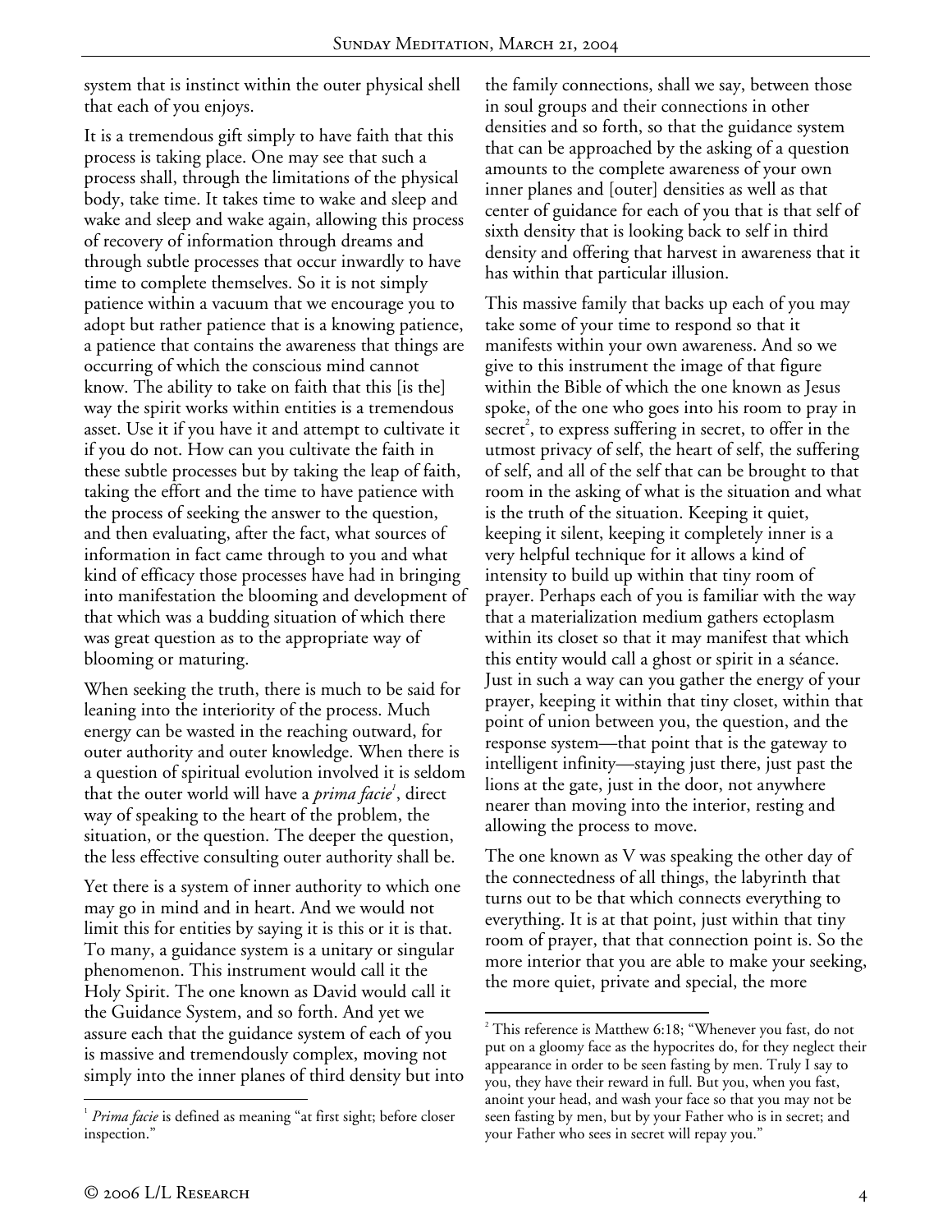system that is instinct within the outer physical shell that each of you enjoys.

It is a tremendous gift simply to have faith that this process is taking place. One may see that such a process shall, through the limitations of the physical body, take time. It takes time to wake and sleep and wake and sleep and wake again, allowing this process of recovery of information through dreams and through subtle processes that occur inwardly to have time to complete themselves. So it is not simply patience within a vacuum that we encourage you to adopt but rather patience that is a knowing patience, a patience that contains the awareness that things are occurring of which the conscious mind cannot know. The ability to take on faith that this [is the] way the spirit works within entities is a tremendous asset. Use it if you have it and attempt to cultivate it if you do not. How can you cultivate the faith in these subtle processes but by taking the leap of faith, taking the effort and the time to have patience with the process of seeking the answer to the question, and then evaluating, after the fact, what sources of information in fact came through to you and what kind of efficacy those processes have had in bringing into manifestation the blooming and development of that which was a budding situation of which there was great question as to the appropriate way of blooming or maturing.

When seeking the truth, there is much to be said for leaning into the interiority of the process. Much energy can be wasted in the reaching outward, for outer authority and outer knowledge. When there is a question of spiritual evolution involved it is seldom that the outer world will have a *prima facie*[1], direct way of speaking to the heart of the problem, the situation, or the question. The deeper the question, the less effective consulting outer authority shall be.

Yet there is a system of inner authority to which one may go in mind and in heart. And we would not limit this for entities by saying it is this or it is that. To many, a guidance system is a unitary or singular phenomenon. This instrument would call it the Holy Spirit. The one known as David would call it the Guidance System, and so forth. And yet we assure each that the guidance system of each of you is massive and tremendously complex, moving not simply into the inner planes of third density but into the family connections, shall we say, between those in soul groups and their connections in other densities and so forth, so that the guidance system that can be approached by the asking of a question amounts to the complete awareness of your own inner planes and [outer] densities as well as that center of guidance for each of you that is that self of sixth density that is looking back to self in third density and offering that harvest in awareness that it has within that particular illusion.

This massive family that backs up each of you may take some of your time to respond so that it manifests within your own awareness. And so we give to this instrument the image of that figure within the Bible of which the one known as Jesus spoke, of the one who goes into his room to pray in secret[2], to express suffering in secret, to offer in the utmost privacy of self, the heart of self, the suffering of self, and all of the self that can be brought to that room in the asking of what is the situation and what is the truth of the situation. Keeping it quiet, keeping it silent, keeping it completely inner is a very helpful technique for it allows a kind of intensity to build up within that tiny room of prayer. Perhaps each of you is familiar with the way that a materialization medium gathers ectoplasm within its closet so that it may manifest that which this entity would call a ghost or spirit in a séance. Just in such a way can you gather the energy of your prayer, keeping it within that tiny closet, within that point of union between you, the question, and the response system—that point that is the gateway to intelligent infinity—staying just there, just past the lions at the gate, just in the door, not anywhere nearer than moving into the interior, resting and allowing the process to move.

The one known as V was speaking the other day of the connectedness of all things, the labyrinth that turns out to be that which connects everything to everything. It is at that point, just within that tiny room of prayer, that that connection point is. So the more interior that you are able to make your seeking, the more quiet, private and special, the more

---

[1] *Prima facie* is defined as meaning "at first sight; before closer inspection."

[2] This reference is Matthew 6:18; "Whenever you fast, do not put on a gloomy face as the hypocrites do, for they neglect their appearance in order to be seen fasting by men. Truly I say to you, they have their reward in full. But you, when you fast, anoint your head, and wash your face so that you may not be seen fasting by men, but by your Father who is in secret; and your Father who sees in secret will repay you."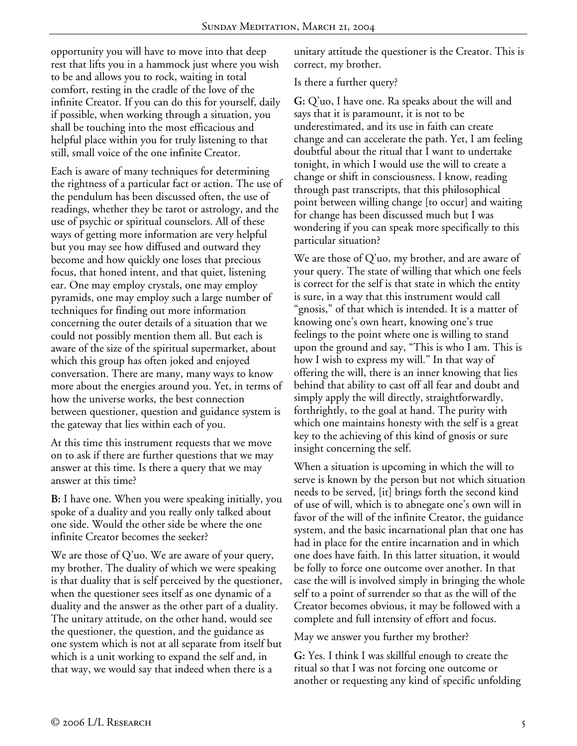opportunity you will have to move into that deep rest that lifts you in a hammock just where you wish to be and allows you to rock, waiting in total comfort, resting in the cradle of the love of the infinite Creator. If you can do this for yourself, daily if possible, when working through a situation, you shall be touching into the most efficacious and helpful place within you for truly listening to that still, small voice of the one infinite Creator.

Each is aware of many techniques for determining the rightness of a particular fact or action. The use of the pendulum has been discussed often, the use of readings, whether they be tarot or astrology, and the use of psychic or spiritual counselors. All of these ways of getting more information are very helpful but you may see how diffused and outward they become and how quickly one loses that precious focus, that honed intent, and that quiet, listening ear. One may employ crystals, one may employ pyramids, one may employ such a large number of techniques for finding out more information concerning the outer details of a situation that we could not possibly mention them all. But each is aware of the size of the spiritual supermarket, about which this group has often joked and enjoyed conversation. There are many, many ways to know more about the energies around you. Yet, in terms of how the universe works, the best connection between questioner, question and guidance system is the gateway that lies within each of you.

At this time this instrument requests that we move on to ask if there are further questions that we may answer at this time. Is there a query that we may answer at this time?

**B:** I have one. When you were speaking initially, you spoke of a duality and you really only talked about one side. Would the other side be where the one infinite Creator becomes the seeker?

We are those of Q'uo. We are aware of your query, my brother. The duality of which we were speaking is that duality that is self perceived by the questioner, when the questioner sees itself as one dynamic of a duality and the answer as the other part of a duality. The unitary attitude, on the other hand, would see the questioner, the question, and the guidance as one system which is not at all separate from itself but which is a unit working to expand the self and, in that way, we would say that indeed when there is a unitary attitude the questioner is the Creator. This is correct, my brother.

Is there a further query?

**G:** Q'uo, I have one. Ra speaks about the will and says that it is paramount, it is not to be underestimated, and its use in faith can create change and can accelerate the path. Yet, I am feeling doubtful about the ritual that I want to undertake tonight, in which I would use the will to create a change or shift in consciousness. I know, reading through past transcripts, that this philosophical point between willing change [to occur] and waiting for change has been discussed much but I was wondering if you can speak more specifically to this particular situation?

We are those of Q'uo, my brother, and are aware of your query. The state of willing that which one feels is correct for the self is that state in which the entity is sure, in a way that this instrument would call "gnosis," of that which is intended. It is a matter of knowing one's own heart, knowing one's true feelings to the point where one is willing to stand upon the ground and say, "This is who I am. This is how I wish to express my will." In that way of offering the will, there is an inner knowing that lies behind that ability to cast off all fear and doubt and simply apply the will directly, straightforwardly, forthrightly, to the goal at hand. The purity with which one maintains honesty with the self is a great key to the achieving of this kind of gnosis or sure insight concerning the self.

When a situation is upcoming in which the will to serve is known by the person but not which situation needs to be served, [it] brings forth the second kind of use of will, which is to abnegate one's own will in favor of the will of the infinite Creator, the guidance system, and the basic incarnational plan that one has had in place for the entire incarnation and in which one does have faith. In this latter situation, it would be folly to force one outcome over another. In that case the will is involved simply in bringing the whole self to a point of surrender so that as the will of the Creator becomes obvious, it may be followed with a complete and full intensity of effort and focus.

May we answer you further my brother?

**G:** Yes. I think I was skillful enough to create the ritual so that I was not forcing one outcome or another or requesting any kind of specific unfolding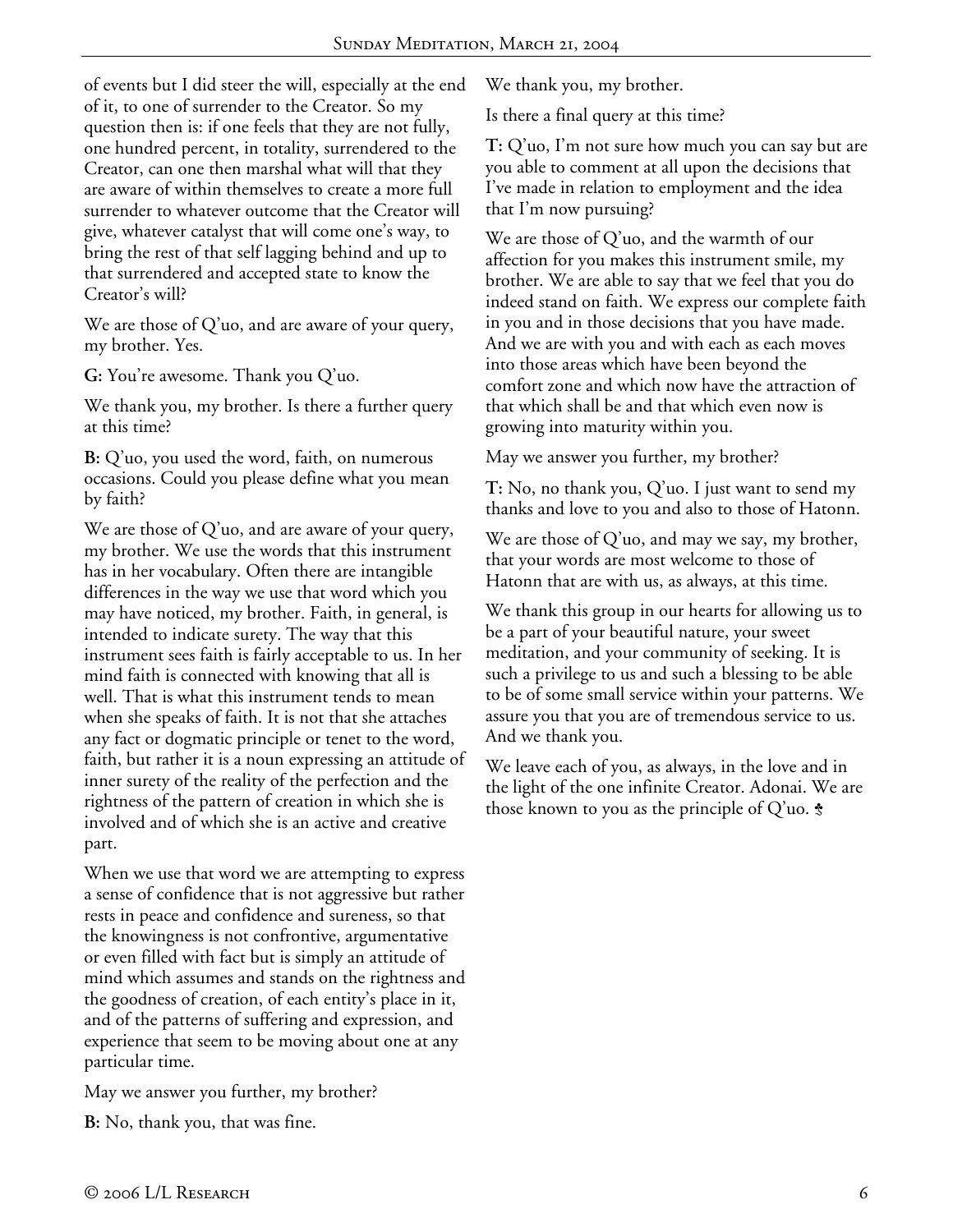of events but I did steer the will, especially at the end of it, to one of surrender to the Creator. So my question then is: if one feels that they are not fully, one hundred percent, in totality, surrendered to the Creator, can one then marshal what will that they are aware of within themselves to create a more full surrender to whatever outcome that the Creator will give, whatever catalyst that will come one's way, to bring the rest of that self lagging behind and up to that surrendered and accepted state to know the Creator's will?

We are those of Q'uo, and are aware of your query, my brother. Yes.

**G:** You're awesome. Thank you Q'uo.

We thank you, my brother. Is there a further query at this time?

**B:** Q'uo, you used the word, faith, on numerous occasions. Could you please define what you mean by faith?

We are those of Q'uo, and are aware of your query, my brother. We use the words that this instrument has in her vocabulary. Often there are intangible differences in the way we use that word which you may have noticed, my brother. Faith, in general, is intended to indicate surety. The way that this instrument sees faith is fairly acceptable to us. In her mind faith is connected with knowing that all is well. That is what this instrument tends to mean when she speaks of faith. It is not that she attaches any fact or dogmatic principle or tenet to the word, faith, but rather it is a noun expressing an attitude of inner surety of the reality of the perfection and the rightness of the pattern of creation in which she is involved and of which she is an active and creative part.

When we use that word we are attempting to express a sense of confidence that is not aggressive but rather rests in peace and confidence and sureness, so that the knowingness is not confrontive, argumentative or even filled with fact but is simply an attitude of mind which assumes and stands on the rightness and the goodness of creation, of each entity's place in it, and of the patterns of suffering and expression, and experience that seem to be moving about one at any particular time.

May we answer you further, my brother?

**B:** No, thank you, that was fine.

We thank you, my brother.

Is there a final query at this time?

**T:** Q'uo, I'm not sure how much you can say but are you able to comment at all upon the decisions that I've made in relation to employment and the idea that I'm now pursuing?

We are those of Q'uo, and the warmth of our affection for you makes this instrument smile, my brother. We are able to say that we feel that you do indeed stand on faith. We express our complete faith in you and in those decisions that you have made. And we are with you and with each as each moves into those areas which have been beyond the comfort zone and which now have the attraction of that which shall be and that which even now is growing into maturity within you.

May we answer you further, my brother?

**T:** No, no thank you, Q'uo. I just want to send my thanks and love to you and also to those of Hatonn.

We are those of Q'uo, and may we say, my brother, that your words are most welcome to those of Hatonn that are with us, as always, at this time.

We thank this group in our hearts for allowing us to be a part of your beautiful nature, your sweet meditation, and your community of seeking. It is such a privilege to us and such a blessing to be able to be of some small service within your patterns. We assure you that you are of tremendous service to us. And we thank you.

We leave each of you, as always, in the love and in the light of the one infinite Creator. Adonai. We are those known to you as the principle of Q'uo.